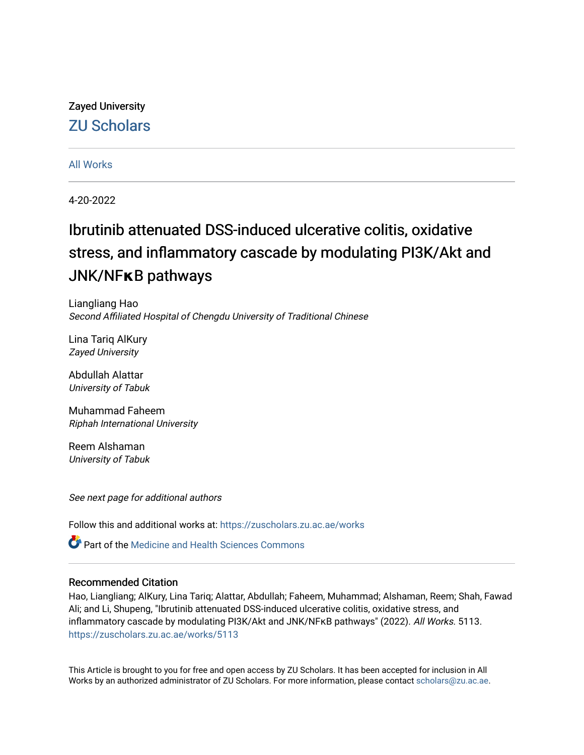Zayed University

ZU Scholars

All Works

4-20-2022

# Ibrutinib attenuated DSS-induced ulcerative colitis, oxidative stress, and inflammatory cascade by modulating PI3K/Akt and JNK/NFκB pathways

Liangliang Hao
*Second Affiliated Hospital of Chengdu University of Traditional Chinese*

Lina Tariq AlKury
*Zayed University*

Abdullah Alattar
*University of Tabuk*

Muhammad Faheem
*Riphah International University*

Reem Alshaman
*University of Tabuk*

*See next page for additional authors*

Follow this and additional works at: https://zuscholars.zu.ac.ae/works

Part of the Medicine and Health Sciences Commons

## Recommended Citation

Hao, Liangliang; AlKury, Lina Tariq; Alattar, Abdullah; Faheem, Muhammad; Alshaman, Reem; Shah, Fawad Ali; and Li, Shupeng, "Ibrutinib attenuated DSS-induced ulcerative colitis, oxidative stress, and inflammatory cascade by modulating PI3K/Akt and JNK/NFκB pathways" (2022). *All Works*. 5113.
https://zuscholars.zu.ac.ae/works/5113

This Article is brought to you for free and open access by ZU Scholars. It has been accepted for inclusion in All Works by an authorized administrator of ZU Scholars. For more information, please contact scholars@zu.ac.ae.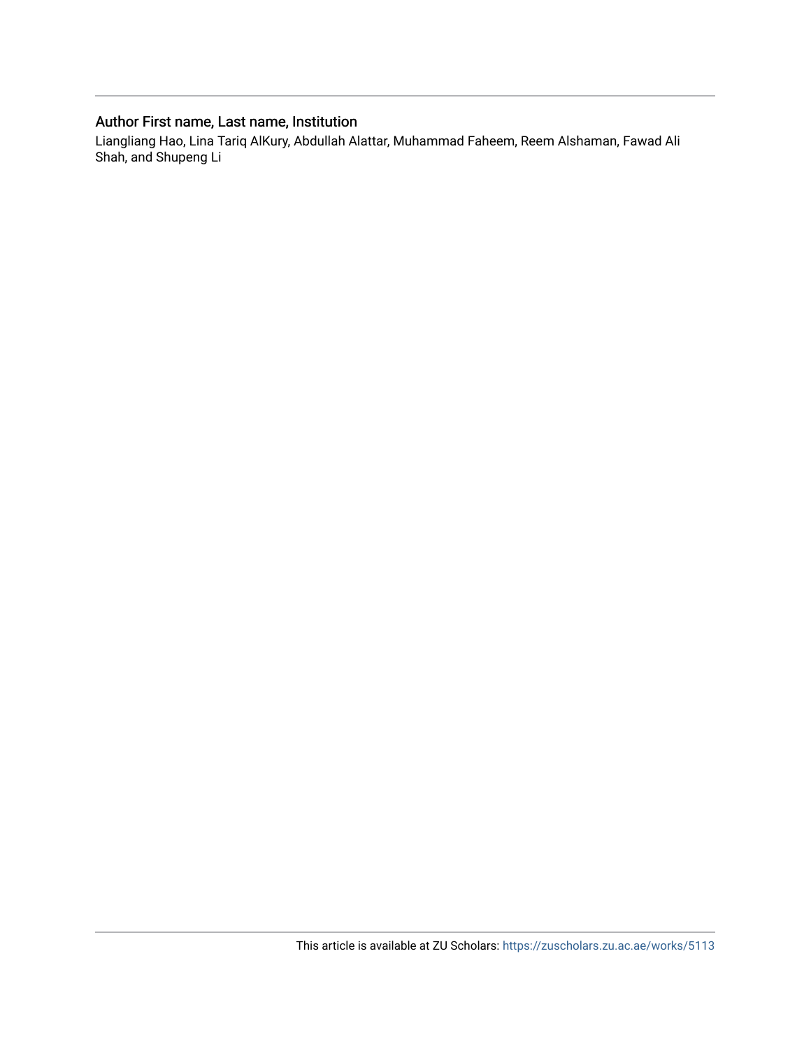## Author First name, Last name, Institution

Liangliang Hao, Lina Tariq AlKury, Abdullah Alattar, Muhammad Faheem, Reem Alshaman, Fawad Ali Shah, and Shupeng Li

This article is available at ZU Scholars: https://zuscholars.zu.ac.ae/works/5113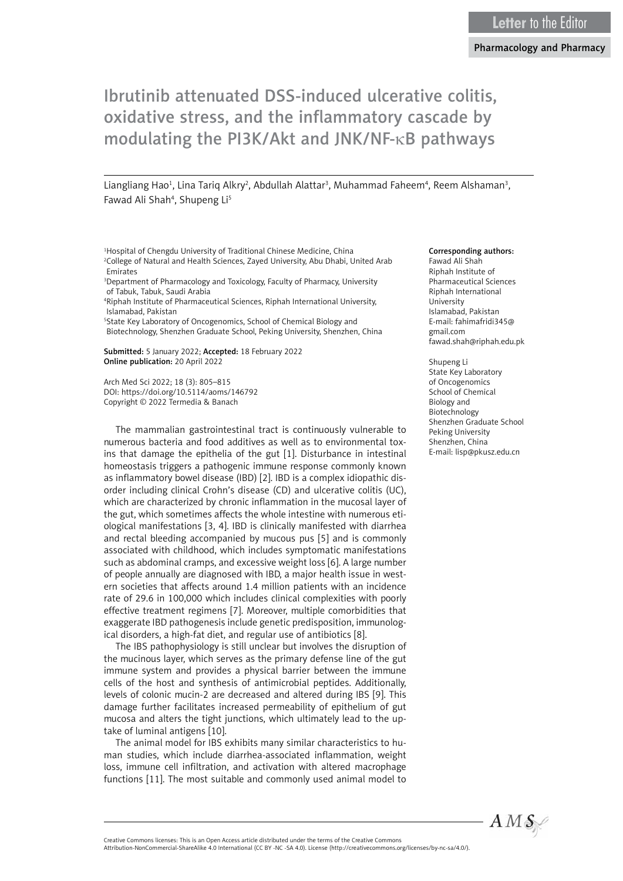Letter to the Editor

Pharmacology and Pharmacy

# Ibrutinib attenuated DSS-induced ulcerative colitis, oxidative stress, and the inflammatory cascade by modulating the PI3K/Akt and JNK/NF-κB pathways

Liangliang Hao[1], Lina Tariq Alkry[2], Abdullah Alattar[3], Muhammad Faheem[4], Reem Alshaman[3], Fawad Ali Shah[4], Shupeng Li[5]

[1]Hospital of Chengdu University of Traditional Chinese Medicine, China
[2]College of Natural and Health Sciences, Zayed University, Abu Dhabi, United Arab Emirates
[3]Department of Pharmacology and Toxicology, Faculty of Pharmacy, University of Tabuk, Tabuk, Saudi Arabia
[4]Riphah Institute of Pharmaceutical Sciences, Riphah International University, Islamabad, Pakistan
[5]State Key Laboratory of Oncogenomics, School of Chemical Biology and Biotechnology, Shenzhen Graduate School, Peking University, Shenzhen, China

**Submitted:** 5 January 2022; **Accepted:** 18 February 2022
**Online publication:** 20 April 2022

Arch Med Sci 2022; 18 (3): 805–815
DOI: https://doi.org/10.5114/aoms/146792
Copyright © 2022 Termedia & Banach

**Corresponding authors:**
Fawad Ali Shah
Riphah Institute of Pharmaceutical Sciences
Riphah International University
Islamabad, Pakistan
E-mail: fahimafridi345@gmail.com
fawad.shah@riphah.edu.pk

Shupeng Li
State Key Laboratory of Oncogenomics
School of Chemical Biology and Biotechnology
Shenzhen Graduate School
Peking University
Shenzhen, China
E-mail: lisp@pkusz.edu.cn

The mammalian gastrointestinal tract is continuously vulnerable to numerous bacteria and food additives as well as to environmental toxins that damage the epithelia of the gut [1]. Disturbance in intestinal homeostasis triggers a pathogenic immune response commonly known as inflammatory bowel disease (IBD) [2]. IBD is a complex idiopathic disorder including clinical Crohn's disease (CD) and ulcerative colitis (UC), which are characterized by chronic inflammation in the mucosal layer of the gut, which sometimes affects the whole intestine with numerous etiological manifestations [3, 4]. IBD is clinically manifested with diarrhea and rectal bleeding accompanied by mucous pus [5] and is commonly associated with childhood, which includes symptomatic manifestations such as abdominal cramps, and excessive weight loss [6]. A large number of people annually are diagnosed with IBD, a major health issue in western societies that affects around 1.4 million patients with an incidence rate of 29.6 in 100,000 which includes clinical complexities with poorly effective treatment regimens [7]. Moreover, multiple comorbidities that exaggerate IBD pathogenesis include genetic predisposition, immunological disorders, a high-fat diet, and regular use of antibiotics [8].

The IBS pathophysiology is still unclear but involves the disruption of the mucinous layer, which serves as the primary defense line of the gut immune system and provides a physical barrier between the immune cells of the host and synthesis of antimicrobial peptides. Additionally, levels of colonic mucin-2 are decreased and altered during IBS [9]. This damage further facilitates increased permeability of epithelium of gut mucosa and alters the tight junctions, which ultimately lead to the uptake of luminal antigens [10].

The animal model for IBS exhibits many similar characteristics to human studies, which include diarrhea-associated inflammation, weight loss, immune cell infiltration, and activation with altered macrophage functions [11]. The most suitable and commonly used animal model to

Creative Commons licenses: This is an Open Access article distributed under the terms of the Creative Commons Attribution-NonCommercial-ShareAlike 4.0 International (CC BY -NC -SA 4.0). License (http://creativecommons.org/licenses/by-nc-sa/4.0/).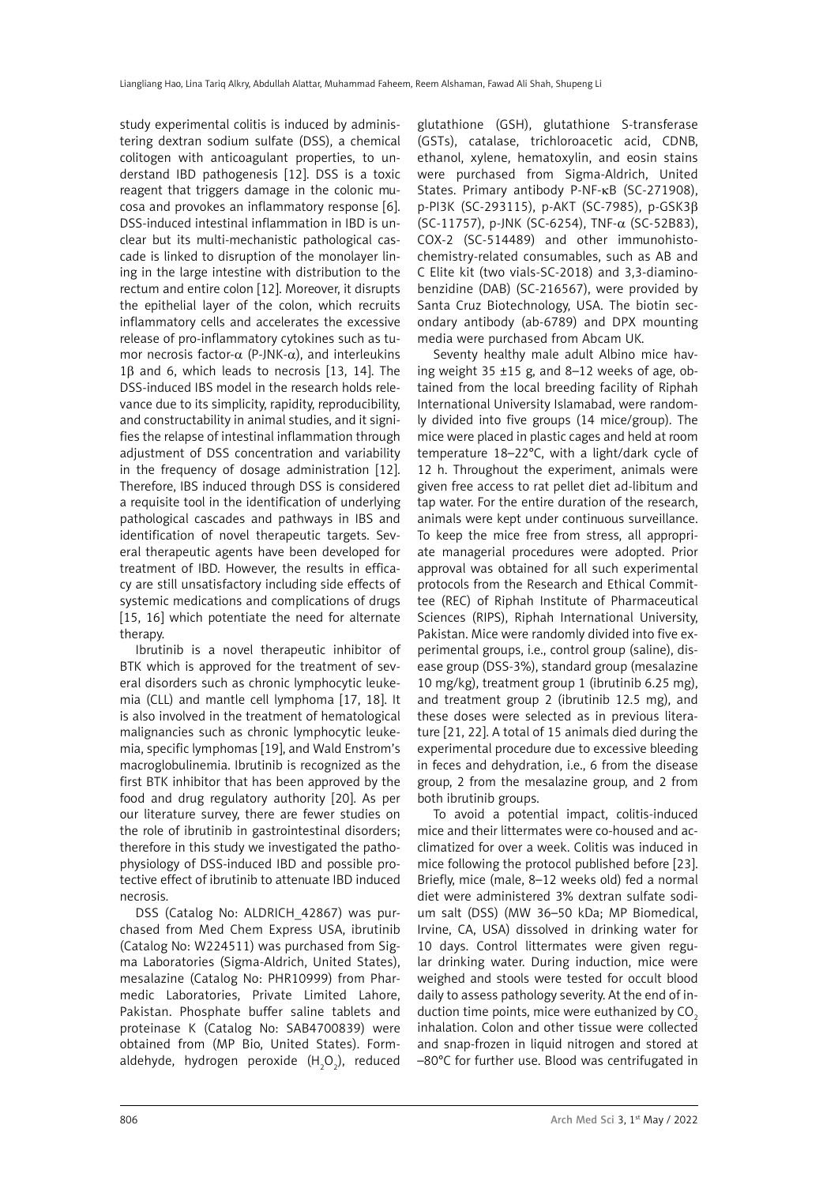study experimental colitis is induced by administering dextran sodium sulfate (DSS), a chemical colitogen with anticoagulant properties, to understand IBD pathogenesis [12]. DSS is a toxic reagent that triggers damage in the colonic mucosa and provokes an inflammatory response [6]. DSS-induced intestinal inflammation in IBD is unclear but its multi-mechanistic pathological cascade is linked to disruption of the monolayer lining in the large intestine with distribution to the rectum and entire colon [12]. Moreover, it disrupts the epithelial layer of the colon, which recruits inflammatory cells and accelerates the excessive release of pro-inflammatory cytokines such as tumor necrosis factor-α (P-JNK-α), and interleukins 1β and 6, which leads to necrosis [13, 14]. The DSS-induced IBS model in the research holds relevance due to its simplicity, rapidity, reproducibility, and constructability in animal studies, and it signifies the relapse of intestinal inflammation through adjustment of DSS concentration and variability in the frequency of dosage administration [12]. Therefore, IBS induced through DSS is considered a requisite tool in the identification of underlying pathological cascades and pathways in IBS and identification of novel therapeutic targets. Several therapeutic agents have been developed for treatment of IBD. However, the results in efficacy are still unsatisfactory including side effects of systemic medications and complications of drugs [15, 16] which potentiate the need for alternate therapy.

Ibrutinib is a novel therapeutic inhibitor of BTK which is approved for the treatment of several disorders such as chronic lymphocytic leukemia (CLL) and mantle cell lymphoma [17, 18]. It is also involved in the treatment of hematological malignancies such as chronic lymphocytic leukemia, specific lymphomas [19], and Wald Enstrom's macroglobulinemia. Ibrutinib is recognized as the first BTK inhibitor that has been approved by the food and drug regulatory authority [20]. As per our literature survey, there are fewer studies on the role of ibrutinib in gastrointestinal disorders; therefore in this study we investigated the pathophysiology of DSS-induced IBD and possible protective effect of ibrutinib to attenuate IBD induced necrosis.

DSS (Catalog No: ALDRICH_42867) was purchased from Med Chem Express USA, ibrutinib (Catalog No: W224511) was purchased from Sigma Laboratories (Sigma-Aldrich, United States), mesalazine (Catalog No: PHR10999) from Pharmedic Laboratories, Private Limited Lahore, Pakistan. Phosphate buffer saline tablets and proteinase K (Catalog No: SAB4700839) were obtained from (MP Bio, United States). Formaldehyde, hydrogen peroxide ($H_2O_2$), reduced glutathione (GSH), glutathione S-transferase (GSTs), catalase, trichloroacetic acid, CDNB, ethanol, xylene, hematoxylin, and eosin stains were purchased from Sigma-Aldrich, United States. Primary antibody P-NF-κB (SC-271908), p-PI3K (SC-293115), p-AKT (SC-7985), p-GSK3β (SC-11757), p-JNK (SC-6254), TNF-α (SC-52B83), COX-2 (SC-514489) and other immunohistochemistry-related consumables, such as AB and C Elite kit (two vials-SC-2018) and 3,3-diaminobenzidine (DAB) (SC-216567), were provided by Santa Cruz Biotechnology, USA. The biotin secondary antibody (ab-6789) and DPX mounting media were purchased from Abcam UK.

Seventy healthy male adult Albino mice having weight 35 ±15 g, and 8–12 weeks of age, obtained from the local breeding facility of Riphah International University Islamabad, were randomly divided into five groups (14 mice/group). The mice were placed in plastic cages and held at room temperature 18–22°C, with a light/dark cycle of 12 h. Throughout the experiment, animals were given free access to rat pellet diet ad-libitum and tap water. For the entire duration of the research, animals were kept under continuous surveillance. To keep the mice free from stress, all appropriate managerial procedures were adopted. Prior approval was obtained for all such experimental protocols from the Research and Ethical Committee (REC) of Riphah Institute of Pharmaceutical Sciences (RIPS), Riphah International University, Pakistan. Mice were randomly divided into five experimental groups, i.e., control group (saline), disease group (DSS-3%), standard group (mesalazine 10 mg/kg), treatment group 1 (ibrutinib 6.25 mg), and treatment group 2 (ibrutinib 12.5 mg), and these doses were selected as in previous literature [21, 22]. A total of 15 animals died during the experimental procedure due to excessive bleeding in feces and dehydration, i.e., 6 from the disease group, 2 from the mesalazine group, and 2 from both ibrutinib groups.

To avoid a potential impact, colitis-induced mice and their littermates were co-housed and acclimatized for over a week. Colitis was induced in mice following the protocol published before [23]. Briefly, mice (male, 8–12 weeks old) fed a normal diet were administered 3% dextran sulfate sodium salt (DSS) (MW 36–50 kDa; MP Biomedical, Irvine, CA, USA) dissolved in drinking water for 10 days. Control littermates were given regular drinking water. During induction, mice were weighed and stools were tested for occult blood daily to assess pathology severity. At the end of induction time points, mice were euthanized by $CO_2$ inhalation. Colon and other tissue were collected and snap-frozen in liquid nitrogen and stored at –80°C for further use. Blood was centrifugated in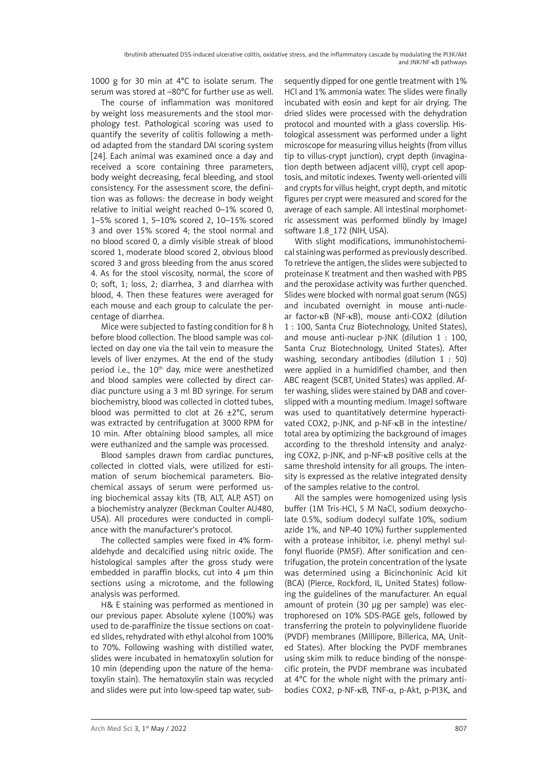1000 g for 30 min at 4°C to isolate serum. The serum was stored at –80°C for further use as well.

The course of inflammation was monitored by weight loss measurements and the stool morphology test. Pathological scoring was used to quantify the severity of colitis following a method adapted from the standard DAI scoring system [24]. Each animal was examined once a day and received a score containing three parameters, body weight decreasing, fecal bleeding, and stool consistency. For the assessment score, the definition was as follows: the decrease in body weight relative to initial weight reached 0–1% scored 0, 1–5% scored 1, 5–10% scored 2, 10–15% scored 3 and over 15% scored 4; the stool normal and no blood scored 0, a dimly visible streak of blood scored 1, moderate blood scored 2, obvious blood scored 3 and gross bleeding from the anus scored 4. As for the stool viscosity, normal, the score of 0; soft, 1; loss, 2; diarrhea, 3 and diarrhea with blood, 4. Then these features were averaged for each mouse and each group to calculate the percentage of diarrhea.

Mice were subjected to fasting condition for 8 h before blood collection. The blood sample was collected on day one via the tail vein to measure the levels of liver enzymes. At the end of the study period i.e., the 10th day, mice were anesthetized and blood samples were collected by direct cardiac puncture using a 3 ml BD syringe. For serum biochemistry, blood was collected in clotted tubes, blood was permitted to clot at 26 ±2°C, serum was extracted by centrifugation at 3000 RPM for 10 min. After obtaining blood samples, all mice were euthanized and the sample was processed.

Blood samples drawn from cardiac punctures, collected in clotted vials, were utilized for estimation of serum biochemical parameters. Biochemical assays of serum were performed using biochemical assay kits (TB, ALT, ALP, AST) on a biochemistry analyzer (Beckman Coulter AU480, USA). All procedures were conducted in compliance with the manufacturer's protocol.

The collected samples were fixed in 4% formaldehyde and decalcified using nitric oxide. The histological samples after the gross study were embedded in paraffin blocks, cut into 4 μm thin sections using a microtome, and the following analysis was performed.

H& E staining was performed as mentioned in our previous paper. Absolute xylene (100%) was used to de-paraffinize the tissue sections on coated slides, rehydrated with ethyl alcohol from 100% to 70%. Following washing with distilled water, slides were incubated in hematoxylin solution for 10 min (depending upon the nature of the hematoxylin stain). The hematoxylin stain was recycled and slides were put into low-speed tap water, subsequently dipped for one gentle treatment with 1% HCl and 1% ammonia water. The slides were finally incubated with eosin and kept for air drying. The dried slides were processed with the dehydration protocol and mounted with a glass coverslip. Histological assessment was performed under a light microscope for measuring villus heights (from villus tip to villus-crypt junction), crypt depth (invagination depth between adjacent villi), crypt cell apoptosis, and mitotic indexes. Twenty well-oriented villi and crypts for villus height, crypt depth, and mitotic figures per crypt were measured and scored for the average of each sample. All intestinal morphometric assessment was performed blindly by ImageJ software 1.8_172 (NIH, USA).

With slight modifications, immunohistochemical staining was performed as previously described. To retrieve the antigen, the slides were subjected to proteinase K treatment and then washed with PBS and the peroxidase activity was further quenched. Slides were blocked with normal goat serum (NGS) and incubated overnight in mouse anti-nuclear factor-κB (NF-κB), mouse anti-COX2 (dilution 1 : 100, Santa Cruz Biotechnology, United States), and mouse anti-nuclear p-JNK (dilution 1 : 100, Santa Cruz Biotechnology, United States). After washing, secondary antibodies (dilution 1 : 50) were applied in a humidified chamber, and then ABC reagent (SCBT, United States) was applied. After washing, slides were stained by DAB and coverslipped with a mounting medium. ImageJ software was used to quantitatively determine hyperactivated COX2, p-JNK, and p-NF-κB in the intestine/total area by optimizing the background of images according to the threshold intensity and analyzing COX2, p-JNK, and p-NF-κB positive cells at the same threshold intensity for all groups. The intensity is expressed as the relative integrated density of the samples relative to the control.

All the samples were homogenized using lysis buffer (1M Tris-HCl, 5 M NaCl, sodium deoxycholate 0.5%, sodium dodecyl sulfate 10%, sodium azide 1%, and NP-40 10%) further supplemented with a protease inhibitor, i.e. phenyl methyl sulfonyl fluoride (PMSF). After sonification and centrifugation, the protein concentration of the lysate was determined using a Bicinchoninic Acid kit (BCA) (Pierce, Rockford, IL, United States) following the guidelines of the manufacturer. An equal amount of protein (30 μg per sample) was electrophoresed on 10% SDS-PAGE gels, followed by transferring the protein to polyvinylidene fluoride (PVDF) membranes (Millipore, Billerica, MA, United States). After blocking the PVDF membranes using skim milk to reduce binding of the nonspecific protein, the PVDF membrane was incubated at 4°C for the whole night with the primary antibodies COX2, p-NF-κB, TNF-α, p-Akt, p-PI3K, and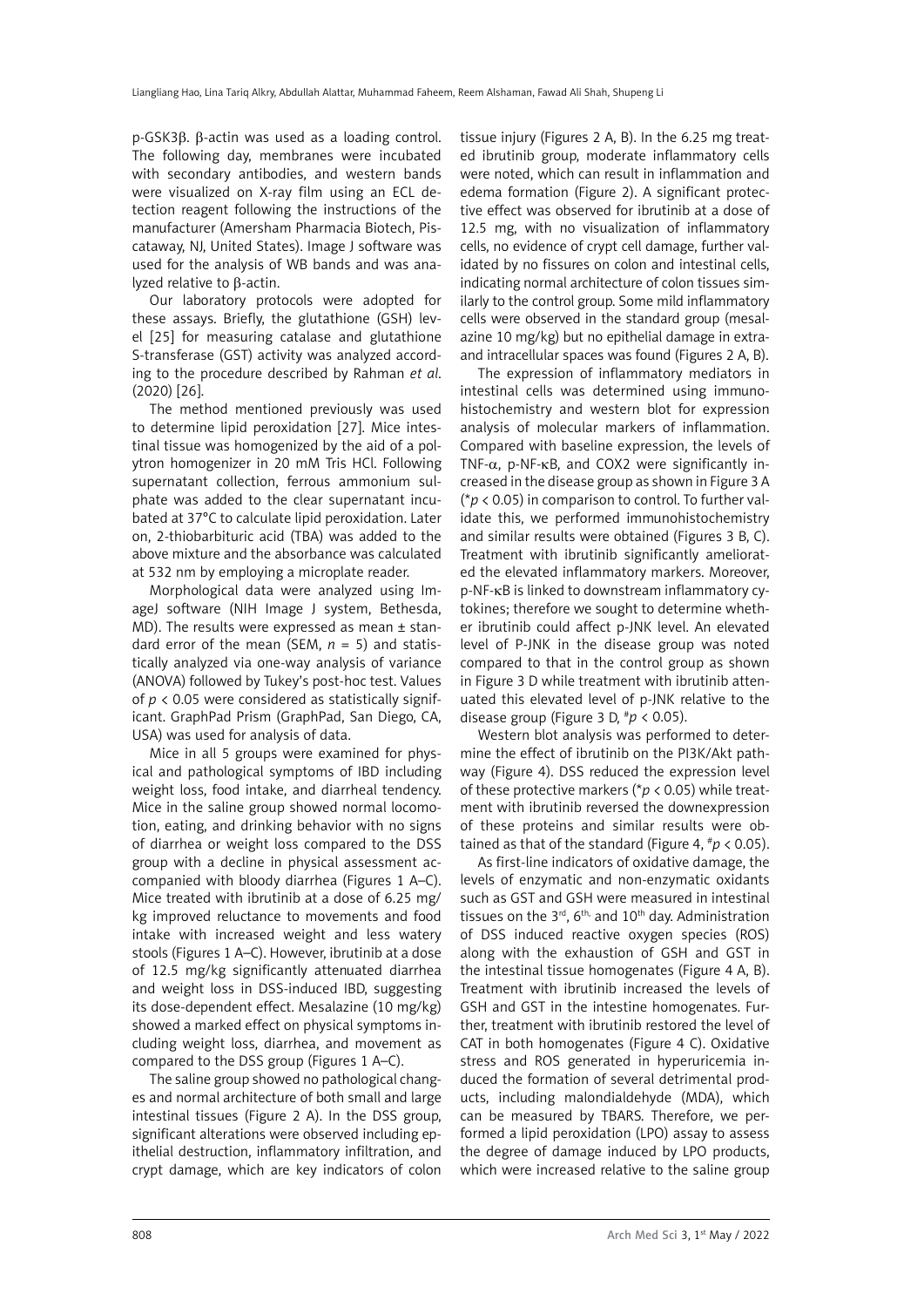p-GSK3β. β-actin was used as a loading control. The following day, membranes were incubated with secondary antibodies, and western bands were visualized on X-ray film using an ECL detection reagent following the instructions of the manufacturer (Amersham Pharmacia Biotech, Piscataway, NJ, United States). Image J software was used for the analysis of WB bands and was analyzed relative to β-actin.

Our laboratory protocols were adopted for these assays. Briefly, the glutathione (GSH) level [25] for measuring catalase and glutathione S-transferase (GST) activity was analyzed according to the procedure described by Rahman *et al*. (2020) [26].

The method mentioned previously was used to determine lipid peroxidation [27]. Mice intestinal tissue was homogenized by the aid of a polytron homogenizer in 20 mM Tris HCl. Following supernatant collection, ferrous ammonium sulphate was added to the clear supernatant incubated at 37°C to calculate lipid peroxidation. Later on, 2-thiobarbituric acid (TBA) was added to the above mixture and the absorbance was calculated at 532 nm by employing a microplate reader.

Morphological data were analyzed using ImageJ software (NIH Image J system, Bethesda, MD). The results were expressed as mean ± standard error of the mean (SEM, $n = 5$) and statistically analyzed via one-way analysis of variance (ANOVA) followed by Tukey's post-hoc test. Values of $p < 0.05$ were considered as statistically significant. GraphPad Prism (GraphPad, San Diego, CA, USA) was used for analysis of data.

Mice in all 5 groups were examined for physical and pathological symptoms of IBD including weight loss, food intake, and diarrheal tendency. Mice in the saline group showed normal locomotion, eating, and drinking behavior with no signs of diarrhea or weight loss compared to the DSS group with a decline in physical assessment accompanied with bloody diarrhea (Figures 1 A–C). Mice treated with ibrutinib at a dose of 6.25 mg/kg improved reluctance to movements and food intake with increased weight and less watery stools (Figures 1 A–C). However, ibrutinib at a dose of 12.5 mg/kg significantly attenuated diarrhea and weight loss in DSS-induced IBD, suggesting its dose-dependent effect. Mesalazine (10 mg/kg) showed a marked effect on physical symptoms including weight loss, diarrhea, and movement as compared to the DSS group (Figures 1 A–C).

The saline group showed no pathological changes and normal architecture of both small and large intestinal tissues (Figure 2 A). In the DSS group, significant alterations were observed including epithelial destruction, inflammatory infiltration, and crypt damage, which are key indicators of colon tissue injury (Figures 2 A, B). In the 6.25 mg treated ibrutinib group, moderate inflammatory cells were noted, which can result in inflammation and edema formation (Figure 2). A significant protective effect was observed for ibrutinib at a dose of 12.5 mg, with no visualization of inflammatory cells, no evidence of crypt cell damage, further validated by no fissures on colon and intestinal cells, indicating normal architecture of colon tissues similarly to the control group. Some mild inflammatory cells were observed in the standard group (mesalazine 10 mg/kg) but no epithelial damage in extra- and intracellular spaces was found (Figures 2 A, B).

The expression of inflammatory mediators in intestinal cells was determined using immunohistochemistry and western blot for expression analysis of molecular markers of inflammation. Compared with baseline expression, the levels of TNF-α, p-NF-κB, and COX2 were significantly increased in the disease group as shown in Figure 3 A ($^*p < 0.05$) in comparison to control. To further validate this, we performed immunohistochemistry and similar results were obtained (Figures 3 B, C). Treatment with ibrutinib significantly ameliorated the elevated inflammatory markers. Moreover, p-NF-κB is linked to downstream inflammatory cytokines; therefore we sought to determine whether ibrutinib could affect p-JNK level. An elevated level of P-JNK in the disease group was noted compared to that in the control group as shown in Figure 3 D while treatment with ibrutinib attenuated this elevated level of p-JNK relative to the disease group (Figure 3 D, $^{\#}p < 0.05$).

Western blot analysis was performed to determine the effect of ibrutinib on the PI3K/Akt pathway (Figure 4). DSS reduced the expression level of these protective markers ($^*p < 0.05$) while treatment with ibrutinib reversed the downexpression of these proteins and similar results were obtained as that of the standard (Figure 4, $^{\#}p < 0.05$).

As first-line indicators of oxidative damage, the levels of enzymatic and non-enzymatic oxidants such as GST and GSH were measured in intestinal tissues on the 3[rd], 6[th], and 10[th] day. Administration of DSS induced reactive oxygen species (ROS) along with the exhaustion of GSH and GST in the intestinal tissue homogenates (Figure 4 A, B). Treatment with ibrutinib increased the levels of GSH and GST in the intestine homogenates. Further, treatment with ibrutinib restored the level of CAT in both homogenates (Figure 4 C). Oxidative stress and ROS generated in hyperuricemia induced the formation of several detrimental products, including malondialdehyde (MDA), which can be measured by TBARS. Therefore, we performed a lipid peroxidation (LPO) assay to assess the degree of damage induced by LPO products, which were increased relative to the saline group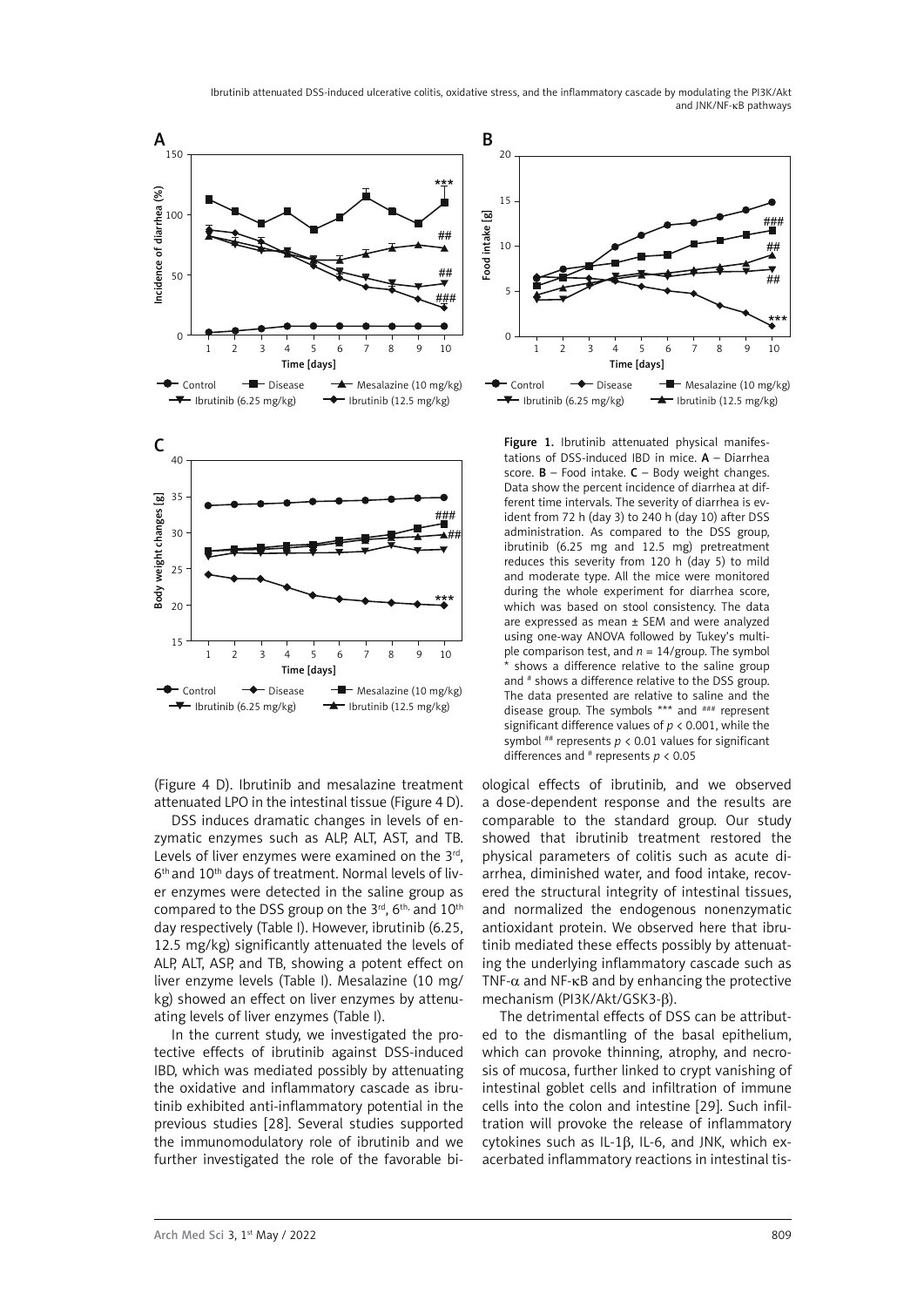A

150

Incidence of diarrhea (%)

100

50

0

1 2 3 4 5 6 7 8 9 10

Time [days]

\*\*\*

##

##

###

Control — Disease — Mesalazine (10 mg/kg) — Ibrutinib (6.25 mg/kg) — Ibrutinib (12.5 mg/kg)

B

20

Food intake [g]

15

10

5

0

1 2 3 4 5 6 7 8 9 10

Time [days]

###

##

##

\*\*\*

Control — Disease — Mesalazine (10 mg/kg) — Ibrutinib (6.25 mg/kg) — Ibrutinib (12.5 mg/kg)

C

40

Body weight changes [g]

35

30

25

20

15

1 2 3 4 5 6 7 8 9 10

Time [days]

###

##

\*\*\*

Control — Disease — Mesalazine (10 mg/kg) — Ibrutinib (6.25 mg/kg) — Ibrutinib (12.5 mg/kg)

**Figure 1.** Ibrutinib attenuated physical manifestations of DSS-induced IBD in mice. **A** – Diarrhea score. **B** – Food intake. **C** – Body weight changes. Data show the percent incidence of diarrhea at different time intervals. The severity of diarrhea is evident from 72 h (day 3) to 240 h (day 10) after DSS administration. As compared to the DSS group, ibrutinib (6.25 mg and 12.5 mg) pretreatment reduces this severity from 120 h (day 5) to mild and moderate type. All the mice were monitored during the whole experiment for diarrhea score, which was based on stool consistency. The data are expressed as mean ± SEM and were analyzed using one-way ANOVA followed by Tukey's multiple comparison test, and $n = 14$/group. The symbol * shows a difference relative to the saline group and # shows a difference relative to the DSS group. The data presented are relative to saline and the disease group. The symbols *** and ### represent significant difference values of $p < 0.001$, while the symbol ## represents $p < 0.01$ values for significant differences and # represents $p < 0.05$

(Figure 4 D). Ibrutinib and mesalazine treatment attenuated LPO in the intestinal tissue (Figure 4 D).

DSS induces dramatic changes in levels of enzymatic enzymes such as ALP, ALT, AST, and TB. Levels of liver enzymes were examined on the 3rd, 6th and 10th days of treatment. Normal levels of liver enzymes were detected in the saline group as compared to the DSS group on the 3rd, 6th, and 10th day respectively (Table I). However, ibrutinib (6.25, 12.5 mg/kg) significantly attenuated the levels of ALP, ALT, ASP, and TB, showing a potent effect on liver enzyme levels (Table I). Mesalazine (10 mg/kg) showed an effect on liver enzymes by attenuating levels of liver enzymes (Table I).

In the current study, we investigated the protective effects of ibrutinib against DSS-induced IBD, which was mediated possibly by attenuating the oxidative and inflammatory cascade as ibrutinib exhibited anti-inflammatory potential in the previous studies [28]. Several studies supported the immunomodulatory role of ibrutinib and we further investigated the role of the favorable biological effects of ibrutinib, and we observed a dose-dependent response and the results are comparable to the standard group. Our study showed that ibrutinib treatment restored the physical parameters of colitis such as acute diarrhea, diminished water, and food intake, recovered the structural integrity of intestinal tissues, and normalized the endogenous nonenzymatic antioxidant protein. We observed here that ibrutinib mediated these effects possibly by attenuating the underlying inflammatory cascade such as TNF-$\alpha$ and NF-$\kappa$B and by enhancing the protective mechanism (PI3K/Akt/GSK3-$\beta$).

The detrimental effects of DSS can be attributed to the dismantling of the basal epithelium, which can provoke thinning, atrophy, and necrosis of mucosa, further linked to crypt vanishing of intestinal goblet cells and infiltration of immune cells into the colon and intestine [29]. Such infiltration will provoke the release of inflammatory cytokines such as IL-1$\beta$, IL-6, and JNK, which exacerbated inflammatory reactions in intestinal tis-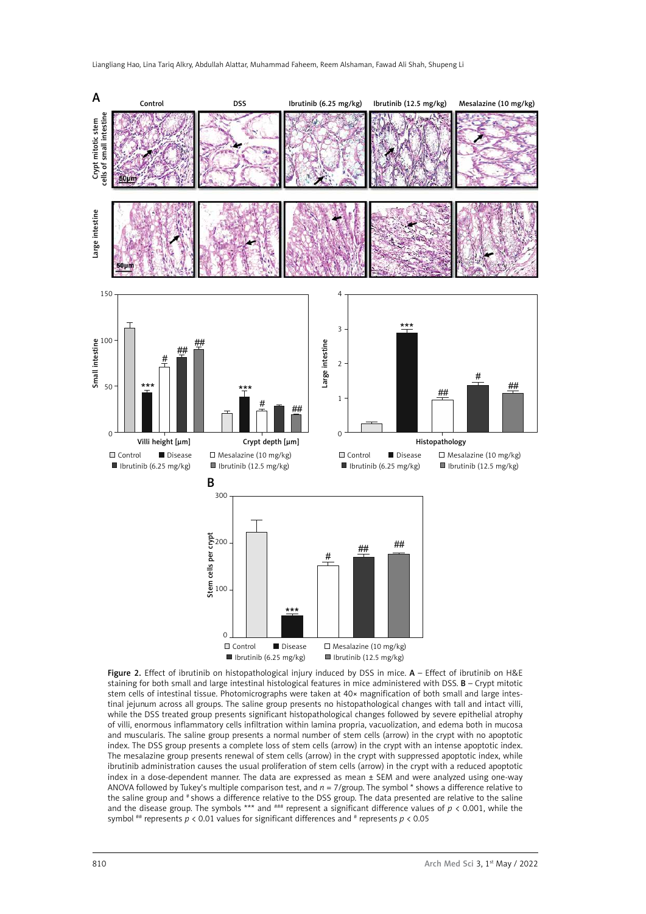A

Control DSS Ibrutinib (6.25 mg/kg) Ibrutinib (12.5 mg/kg) Mesalazine (10 mg/kg)

Crypt mitotic stem cells of small intestine

50µm

Large intestine

50µm

150

100

50

0

Small intestine

***

#

##

##

***

#

##

Villi height [µm]

Crypt depth [µm]

□ Control ■ Disease □ Mesalazine (10 mg/kg)
■ Ibrutinib (6.25 mg/kg) ■ Ibrutinib (12.5 mg/kg)

4

3

2

1

0

Large intestine

***

##

#

##

Histopathology

□ Control ■ Disease □ Mesalazine (10 mg/kg)
■ Ibrutinib (6.25 mg/kg) ■ Ibrutinib (12.5 mg/kg)

B

300

200

100

0

Stem cells per crypt

***

#

##

##

□ Control ■ Disease □ Mesalazine (10 mg/kg)
■ Ibrutinib (6.25 mg/kg) ■ Ibrutinib (12.5 mg/kg)

**Figure 2.** Effect of ibrutinib on histopathological injury induced by DSS in mice. **A** – Effect of ibrutinib on H&E staining for both small and large intestinal histological features in mice administered with DSS. **B** – Crypt mitotic stem cells of intestinal tissue. Photomicrographs were taken at 40× magnification of both small and large intestinal jejunum across all groups. The saline group presents no histopathological changes with tall and intact villi, while the DSS treated group presents significant histopathological changes followed by severe epithelial atrophy of villi, enormous inflammatory cells infiltration within lamina propria, vacuolization, and edema both in mucosa and muscularis. The saline group presents a normal number of stem cells (arrow) in the crypt with no apoptotic index. The DSS group presents a complete loss of stem cells (arrow) in the crypt with an intense apoptotic index. The mesalazine group presents renewal of stem cells (arrow) in the crypt with suppressed apoptotic index, while ibrutinib administration causes the usual proliferation of stem cells (arrow) in the crypt with a reduced apoptotic index in a dose-dependent manner. The data are expressed as mean ± SEM and were analyzed using one-way ANOVA followed by Tukey's multiple comparison test, and $n = 7$/group. The symbol * shows a difference relative to the saline group and # shows a difference relative to the DSS group. The data presented are relative to the saline and the disease group. The symbols *** and ### represent a significant difference values of $p < 0.001$, while the symbol ## represents $p < 0.01$ values for significant differences and # represents $p < 0.05$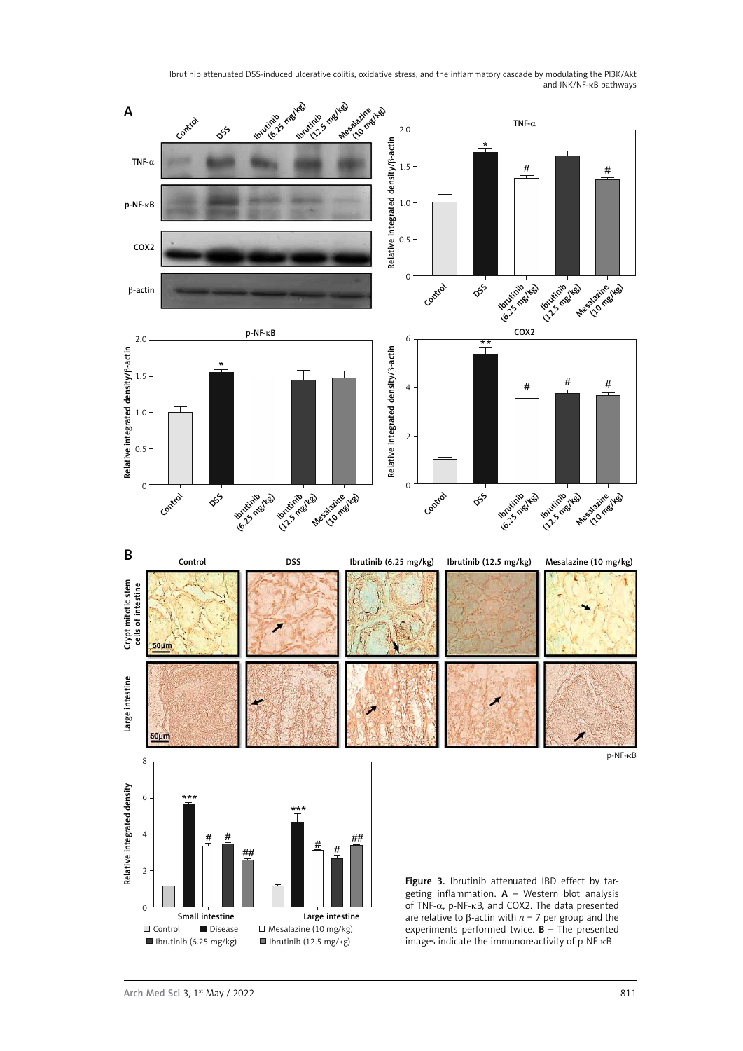A

Control DSS Ibrutinib (6.25 mg/kg) Ibrutinib (12.5 mg/kg) Mesalazine (10 mg/kg)

TNF-α

p-NF-κB

COX2

β-actin

TNF-α

Relative integrated density/β-actin

2.0 1.5 1.0 0.5 0

\* # #

Control DSS Ibrutinib (6.25 mg/kg) Ibrutinib (12.5 mg/kg) Mesalazine (10 mg/kg)

p-NF-κB

Relative integrated density/β-actin

2.0 1.5 1.0 0.5 0

\*

Control DSS Ibrutinib (6.25 mg/kg) Ibrutinib (12.5 mg/kg) Mesalazine (10 mg/kg)

COX2

Relative integrated density/β-actin

6 4 2 0

\*\* # # #

Control DSS Ibrutinib (6.25 mg/kg) Ibrutinib (12.5 mg/kg) Mesalazine (10 mg/kg)

B

Control DSS Ibrutinib (6.25 mg/kg) Ibrutinib (12.5 mg/kg) Mesalazine (10 mg/kg)

Crypt mitotic stem cells of intestine

Large intestine

50µm

50µm

p-NF-κB

Relative integrated density

8 6 4 2 0

\*\*\* # # ## \*\*\* # # ##

Small intestine Large intestine

Control Disease Mesalazine (10 mg/kg) Ibrutinib (6.25 mg/kg) Ibrutinib (12.5 mg/kg)

**Figure 3.** Ibrutinib attenuated IBD effect by targeting inflammation. **A** – Western blot analysis of TNF-α, p-NF-κB, and COX2. The data presented are relative to β-actin with *n* = 7 per group and the experiments performed twice. **B** – The presented images indicate the immunoreactivity of p-NF-κB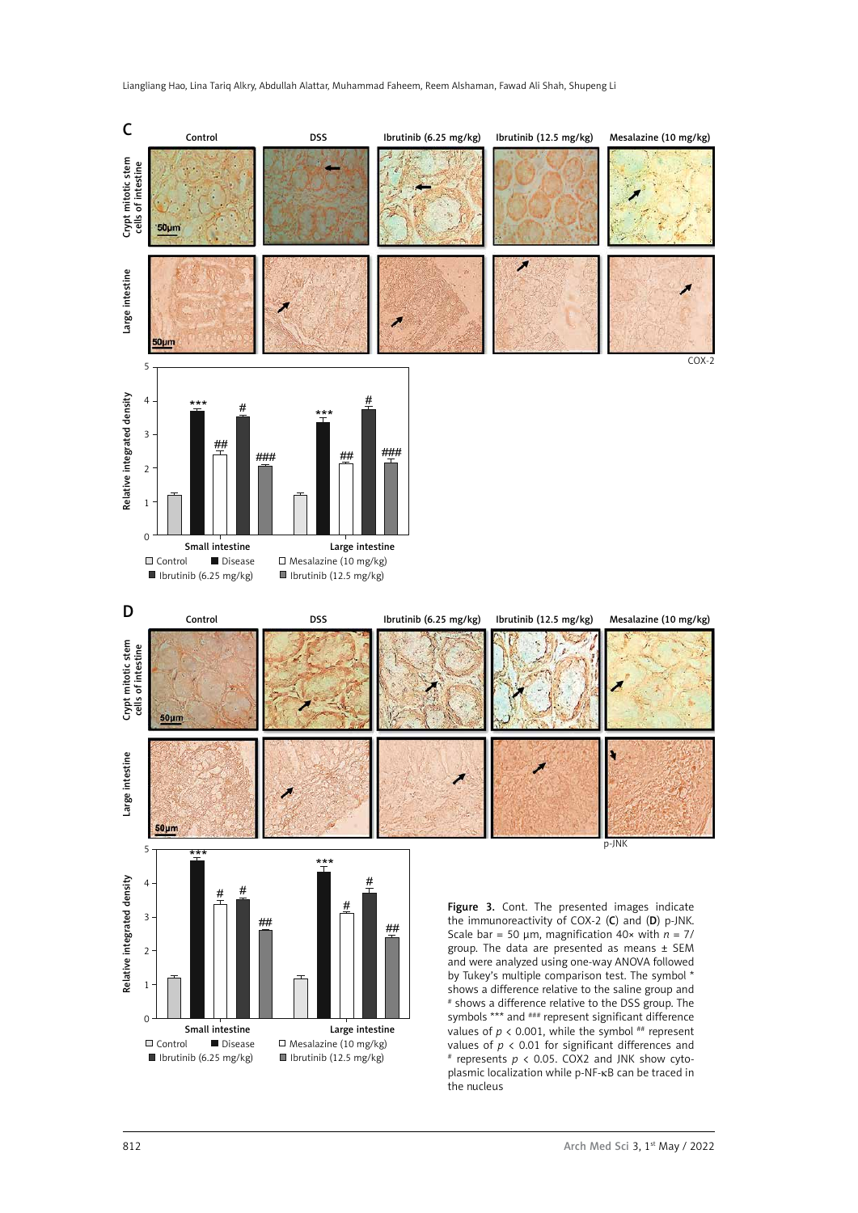C

Control DSS Ibrutinib (6.25 mg/kg) Ibrutinib (12.5 mg/kg) Mesalazine (10 mg/kg)

Crypt mitotic stem cells of intestine

Large intestine

50μm

COX-2

Relative integrated density

0 1 2 3 4 5

*** # ## ### *** # ## ###

Small intestine Large intestine

□ Control ■ Disease □ Mesalazine (10 mg/kg)
■ Ibrutinib (6.25 mg/kg) ■ Ibrutinib (12.5 mg/kg)

D

Control DSS Ibrutinib (6.25 mg/kg) Ibrutinib (12.5 mg/kg) Mesalazine (10 mg/kg)

Crypt mitotic stem cells of intestine

Large intestine

50μm

p-JNK

Relative integrated density

0 1 2 3 4 5

*** # # ## *** # # ##

Small intestine Large intestine

□ Control ■ Disease □ Mesalazine (10 mg/kg)
■ Ibrutinib (6.25 mg/kg) ■ Ibrutinib (12.5 mg/kg)

**Figure 3.** Cont. The presented images indicate the immunoreactivity of COX-2 (**C**) and (**D**) p-JNK. Scale bar = 50 μm, magnification 40× with $n = 7$/group. The data are presented as means ± SEM and were analyzed using one-way ANOVA followed by Tukey's multiple comparison test. The symbol * shows a difference relative to the saline group and # shows a difference relative to the DSS group. The symbols *** and ### represent significant difference values of $p < 0.001$, while the symbol ## represent values of $p < 0.01$ for significant differences and # represents $p < 0.05$. COX2 and JNK show cytoplasmic localization while p-NF-κB can be traced in the nucleus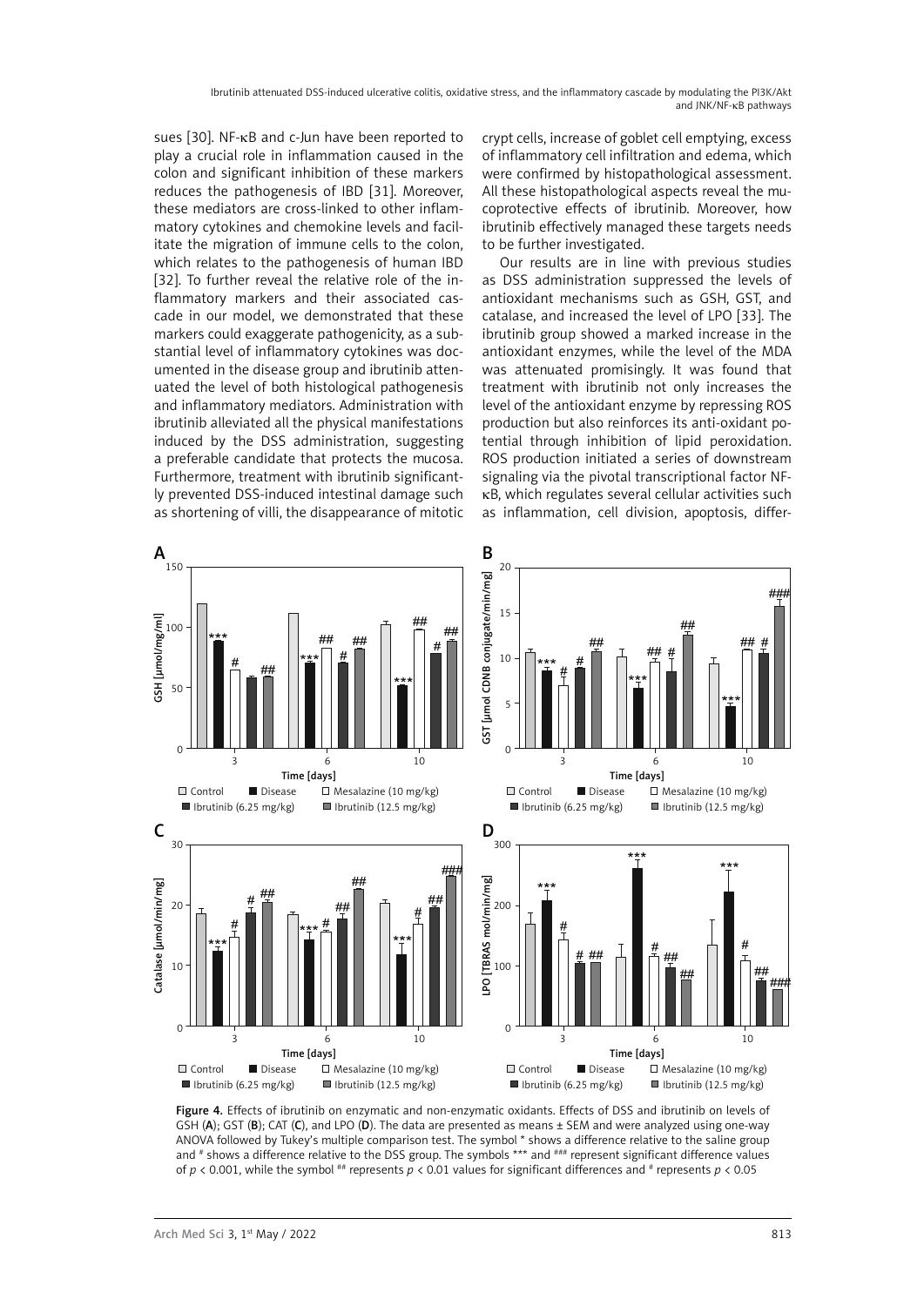sues [30]. NF-κB and c-Jun have been reported to play a crucial role in inflammation caused in the colon and significant inhibition of these markers reduces the pathogenesis of IBD [31]. Moreover, these mediators are cross-linked to other inflammatory cytokines and chemokine levels and facilitate the migration of immune cells to the colon, which relates to the pathogenesis of human IBD [32]. To further reveal the relative role of the inflammatory markers and their associated cascade in our model, we demonstrated that these markers could exaggerate pathogenicity, as a substantial level of inflammatory cytokines was documented in the disease group and ibrutinib attenuated the level of both histological pathogenesis and inflammatory mediators. Administration with ibrutinib alleviated all the physical manifestations induced by the DSS administration, suggesting a preferable candidate that protects the mucosa. Furthermore, treatment with ibrutinib significantly prevented DSS-induced intestinal damage such as shortening of villi, the disappearance of mitotic crypt cells, increase of goblet cell emptying, excess of inflammatory cell infiltration and edema, which were confirmed by histopathological assessment. All these histopathological aspects reveal the mucoprotective effects of ibrutinib. Moreover, how ibrutinib effectively managed these targets needs to be further investigated.

Our results are in line with previous studies as DSS administration suppressed the levels of antioxidant mechanisms such as GSH, GST, and catalase, and increased the level of LPO [33]. The ibrutinib group showed a marked increase in the antioxidant enzymes, while the level of the MDA was attenuated promisingly. It was found that treatment with ibrutinib not only increases the level of the antioxidant enzyme by repressing ROS production but also reinforces its anti-oxidant potential through inhibition of lipid peroxidation. ROS production initiated a series of downstream signaling via the pivotal transcriptional factor NF-κB, which regulates several cellular activities such as inflammation, cell division, apoptosis, differ-

A
GSH [µmol/mg/ml]
150
100
50
0
3 6 10
Time [days]
□ Control ■ Disease □ Mesalazine (10 mg/kg) ■ Ibrutinib (6.25 mg/kg) ■ Ibrutinib (12.5 mg/kg)

B
GST [µmol CDNB conjugate/min/mg]
20
15
10
5
0
3 6 10
Time [days]
□ Control ■ Disease □ Mesalazine (10 mg/kg) ■ Ibrutinib (6.25 mg/kg) ■ Ibrutinib (12.5 mg/kg)

C
Catalase [µmol/min/mg]
30
20
10
0
3 6 10
Time [days]
□ Control ■ Disease □ Mesalazine (10 mg/kg) ■ Ibrutinib (6.25 mg/kg) ■ Ibrutinib (12.5 mg/kg)

D
LPO [TBRAS mol/min/mg]
300
200
100
0
3 6 10
Time [days]
□ Control ■ Disease □ Mesalazine (10 mg/kg) ■ Ibrutinib (6.25 mg/kg) ■ Ibrutinib (12.5 mg/kg)

**Figure 4.** Effects of ibrutinib on enzymatic and non-enzymatic oxidants. Effects of DSS and ibrutinib on levels of GSH (**A**); GST (**B**); CAT (**C**), and LPO (**D**). The data are presented as means ± SEM and were analyzed using one-way ANOVA followed by Tukey's multiple comparison test. The symbol * shows a difference relative to the saline group and # shows a difference relative to the DSS group. The symbols *** and ### represent significant difference values of $p < 0.001$, while the symbol ## represents $p < 0.01$ values for significant differences and # represents $p < 0.05$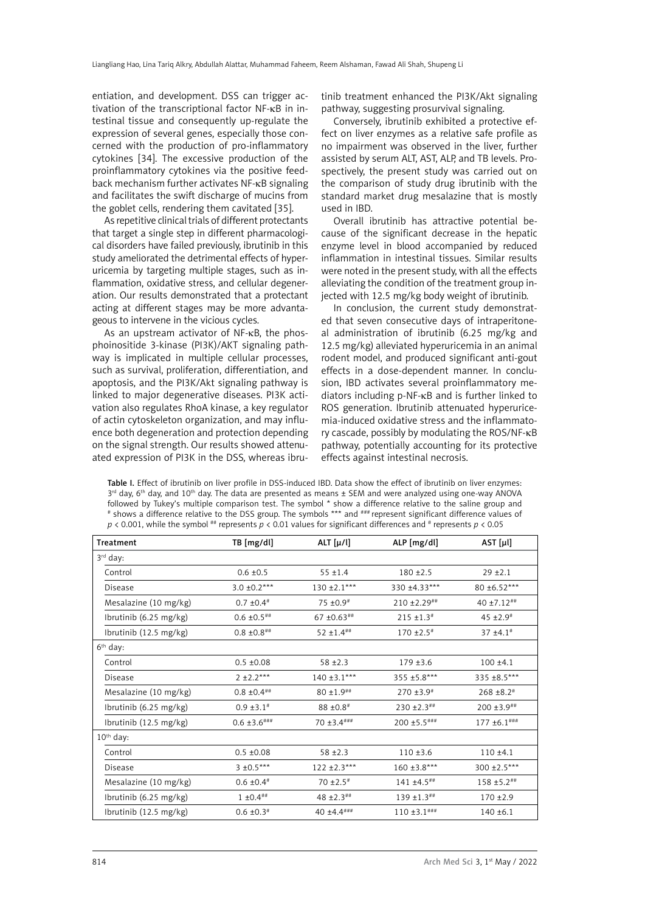entiation, and development. DSS can trigger activation of the transcriptional factor NF-κB in intestinal tissue and consequently up-regulate the expression of several genes, especially those concerned with the production of pro-inflammatory cytokines [34]. The excessive production of the proinflammatory cytokines via the positive feedback mechanism further activates NF-κB signaling and facilitates the swift discharge of mucins from the goblet cells, rendering them cavitated [35].

As repetitive clinical trials of different protectants that target a single step in different pharmacological disorders have failed previously, ibrutinib in this study ameliorated the detrimental effects of hyperuricemia by targeting multiple stages, such as inflammation, oxidative stress, and cellular degeneration. Our results demonstrated that a protectant acting at different stages may be more advantageous to intervene in the vicious cycles.

As an upstream activator of NF-κB, the phosphoinositide 3-kinase (PI3K)/AKT signaling pathway is implicated in multiple cellular processes, such as survival, proliferation, differentiation, and apoptosis, and the PI3K/Akt signaling pathway is linked to major degenerative diseases. PI3K activation also regulates RhoA kinase, a key regulator of actin cytoskeleton organization, and may influence both degeneration and protection depending on the signal strength. Our results showed attenuated expression of PI3K in the DSS, whereas ibrutinib treatment enhanced the PI3K/Akt signaling pathway, suggesting prosurvival signaling.

Conversely, ibrutinib exhibited a protective effect on liver enzymes as a relative safe profile as no impairment was observed in the liver, further assisted by serum ALT, AST, ALP, and TB levels. Prospectively, the present study was carried out on the comparison of study drug ibrutinib with the standard market drug mesalazine that is mostly used in IBD.

Overall ibrutinib has attractive potential because of the significant decrease in the hepatic enzyme level in blood accompanied by reduced inflammation in intestinal tissues. Similar results were noted in the present study, with all the effects alleviating the condition of the treatment group injected with 12.5 mg/kg body weight of ibrutinib.

In conclusion, the current study demonstrated that seven consecutive days of intraperitoneal administration of ibrutinib (6.25 mg/kg and 12.5 mg/kg) alleviated hyperuricemia in an animal rodent model, and produced significant anti-gout effects in a dose-dependent manner. In conclusion, IBD activates several proinflammatory mediators including p-NF-κB and is further linked to ROS generation. Ibrutinib attenuated hyperuricemia-induced oxidative stress and the inflammatory cascade, possibly by modulating the ROS/NF-κB pathway, potentially accounting for its protective effects against intestinal necrosis.

**Table I.** Effect of ibrutinib on liver profile in DSS-induced IBD. Data show the effect of ibrutinib on liver enzymes: 3rd day, 6th day, and 10th day. The data are presented as means ± SEM and were analyzed using one-way ANOVA followed by Tukey's multiple comparison test. The symbol * show a difference relative to the saline group and # shows a difference relative to the DSS group. The symbols *** and ### represent significant difference values of $p < 0.001$, while the symbol ## represents $p < 0.01$ values for significant differences and # represents $p < 0.05$

| Treatment | TB [mg/dl] | ALT [μ/l] | ALP [mg/dl] | AST [μl] |
|---|---|---|---|---|
| 3rd day: | | | | |
| Control | 0.6 ±0.5 | 55 ±1.4 | 180 ±2.5 | 29 ±2.1 |
| Disease | 3.0 ±0.2*** | 130 ±2.1*** | 330 ±4.33*** | 80 ±6.52*** |
| Mesalazine (10 mg/kg) | 0.7 ±0.4# | 75 ±0.9# | 210 ±2.29## | 40 ±7.12## |
| Ibrutinib (6.25 mg/kg) | 0.6 ±0.5## | 67 ±0.63## | 215 ±1.3# | 45 ±2.9# |
| Ibrutinib (12.5 mg/kg) | 0.8 ±0.8## | 52 ±1.4## | 170 ±2.5# | 37 ±4.1# |
| 6th day: | | | | |
| Control | 0.5 ±0.08 | 58 ±2.3 | 179 ±3.6 | 100 ±4.1 |
| Disease | 2 ±2.2*** | 140 ±3.1*** | 355 ±5.8*** | 335 ±8.5*** |
| Mesalazine (10 mg/kg) | 0.8 ±0.4## | 80 ±1.9## | 270 ±3.9# | 268 ±8.2# |
| Ibrutinib (6.25 mg/kg) | 0.9 ±3.1# | 88 ±0.8# | 230 ±2.3## | 200 ±3.9## |
| Ibrutinib (12.5 mg/kg) | 0.6 ±3.6### | 70 ±3.4### | 200 ±5.5### | 177 ±6.1### |
| 10th day: | | | | |
| Control | 0.5 ±0.08 | 58 ±2.3 | 110 ±3.6 | 110 ±4.1 |
| Disease | 3 ±0.5*** | 122 ±2.3*** | 160 ±3.8*** | 300 ±2.5*** |
| Mesalazine (10 mg/kg) | 0.6 ±0.4# | 70 ±2.5# | 141 ±4.5## | 158 ±5.2## |
| Ibrutinib (6.25 mg/kg) | 1 ±0.4## | 48 ±2.3## | 139 ±1.3## | 170 ±2.9 |
| Ibrutinib (12.5 mg/kg) | 0.6 ±0.3# | 40 ±4.4### | 110 ±3.1### | 140 ±6.1 |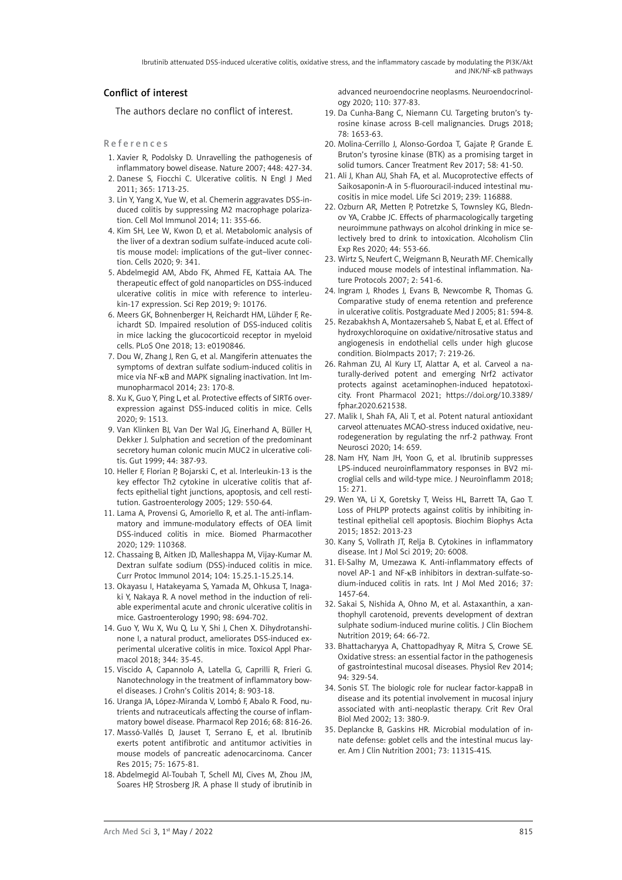## Conflict of interest

The authors declare no conflict of interest.

## References

1. Xavier R, Podolsky D. Unravelling the pathogenesis of inflammatory bowel disease. Nature 2007; 448: 427-34.
2. Danese S, Fiocchi C. Ulcerative colitis. N Engl J Med 2011; 365: 1713-25.
3. Lin Y, Yang X, Yue W, et al. Chemerin aggravates DSS-induced colitis by suppressing M2 macrophage polarization. Cell Mol Immunol 2014; 11: 355-66.
4. Kim SH, Lee W, Kwon D, et al. Metabolomic analysis of the liver of a dextran sodium sulfate-induced acute colitis mouse model: implications of the gut–liver connection. Cells 2020; 9: 341.
5. Abdelmegid AM, Abdo FK, Ahmed FE, Kattaia AA. The therapeutic effect of gold nanoparticles on DSS-induced ulcerative colitis in mice with reference to interleukin-17 expression. Sci Rep 2019; 9: 10176.
6. Meers GK, Bohnenberger H, Reichardt HM, Lühder F, Reichardt SD. Impaired resolution of DSS-induced colitis in mice lacking the glucocorticoid receptor in myeloid cells. PLoS One 2018; 13: e0190846.
7. Dou W, Zhang J, Ren G, et al. Mangiferin attenuates the symptoms of dextran sulfate sodium-induced colitis in mice via NF-κB and MAPK signaling inactivation. Int Immunopharmacol 2014; 23: 170-8.
8. Xu K, Guo Y, Ping L, et al. Protective effects of SIRT6 overexpression against DSS-induced colitis in mice. Cells 2020; 9: 1513.
9. Van Klinken BJ, Van Der Wal JG, Einerhand A, Büller H, Dekker J. Sulphation and secretion of the predominant secretory human colonic mucin MUC2 in ulcerative colitis. Gut 1999; 44: 387-93.
10. Heller F, Florian P, Bojarski C, et al. Interleukin-13 is the key effector Th2 cytokine in ulcerative colitis that affects epithelial tight junctions, apoptosis, and cell restitution. Gastroenterology 2005; 129: 550-64.
11. Lama A, Provensi G, Amoriello R, et al. The anti-inflammatory and immune-modulatory effects of OEA limit DSS-induced colitis in mice. Biomed Pharmacother 2020; 129: 110368.
12. Chassaing B, Aitken JD, Malleshappa M, Vijay-Kumar M. Dextran sulfate sodium (DSS)-induced colitis in mice. Curr Protoc Immunol 2014; 104: 15.25.1-15.25.14.
13. Okayasu I, Hatakeyama S, Yamada M, Ohkusa T, Inagaki Y, Nakaya R. A novel method in the induction of reliable experimental acute and chronic ulcerative colitis in mice. Gastroenterology 1990; 98: 694-702.
14. Guo Y, Wu X, Wu Q, Lu Y, Shi J, Chen X. Dihydrotanshinone I, a natural product, ameliorates DSS-induced experimental ulcerative colitis in mice. Toxicol Appl Pharmacol 2018; 344: 35-45.
15. Viscido A, Capannolo A, Latella G, Caprilli R, Frieri G. Nanotechnology in the treatment of inflammatory bowel diseases. J Crohn's Colitis 2014; 8: 903-18.
16. Uranga JA, López-Miranda V, Lombó F, Abalo R. Food, nutrients and nutraceuticals affecting the course of inflammatory bowel disease. Pharmacol Rep 2016; 68: 816-26.
17. Massó-Vallés D, Jauset T, Serrano E, et al. Ibrutinib exerts potent antifibrotic and antitumor activities in mouse models of pancreatic adenocarcinoma. Cancer Res 2015; 75: 1675-81.
18. Abdelmegid Al-Toubah T, Schell MJ, Cives M, Zhou JM, Soares HP, Strosberg JR. A phase II study of ibrutinib in advanced neuroendocrine neoplasms. Neuroendocrinology 2020; 110: 377-83.
19. Da Cunha-Bang C, Niemann CU. Targeting bruton's tyrosine kinase across B-cell malignancies. Drugs 2018; 78: 1653-63.
20. Molina-Cerrillo J, Alonso-Gordoa T, Gajate P, Grande E. Bruton's tyrosine kinase (BTK) as a promising target in solid tumors. Cancer Treatment Rev 2017; 58: 41-50.
21. Ali J, Khan AU, Shah FA, et al. Mucoprotective effects of Saikosaponin-A in 5-fluorouracil-induced intestinal mucositis in mice model. Life Sci 2019; 239: 116888.
22. Ozburn AR, Metten P, Potretzke S, Townsley KG, Blednov YA, Crabbe JC. Effects of pharmacologically targeting neuroimmune pathways on alcohol drinking in mice selectively bred to drink to intoxication. Alcoholism Clin Exp Res 2020; 44: 553-66.
23. Wirtz S, Neufert C, Weigmann B, Neurath MF. Chemically induced mouse models of intestinal inflammation. Nature Protocols 2007; 2: 541-6.
24. Ingram J, Rhodes J, Evans B, Newcombe R, Thomas G. Comparative study of enema retention and preference in ulcerative colitis. Postgraduate Med J 2005; 81: 594-8.
25. Rezabakhsh A, Montazersaheb S, Nabat E, et al. Effect of hydroxychloroquine on oxidative/nitrosative status and angiogenesis in endothelial cells under high glucose condition. BioImpacts 2017; 7: 219-26.
26. Rahman ZU, Al Kury LT, Alattar A, et al. Carveol a naturally-derived potent and emerging Nrf2 activator protects against acetaminophen-induced hepatotoxicity. Front Pharmacol 2021; https://doi.org/10.3389/fphar.2020.621538.
27. Malik I, Shah FA, Ali T, et al. Potent natural antioxidant carveol attenuates MCAO-stress induced oxidative, neurodegeneration by regulating the nrf-2 pathway. Front Neurosci 2020; 14: 659.
28. Nam HY, Nam JH, Yoon G, et al. Ibrutinib suppresses LPS-induced neuroinflammatory responses in BV2 microglial cells and wild-type mice. J Neuroinflamm 2018; 15: 271.
29. Wen YA, Li X, Goretsky T, Weiss HL, Barrett TA, Gao T. Loss of PHLPP protects against colitis by inhibiting intestinal epithelial cell apoptosis. Biochim Biophys Acta 2015; 1852: 2013-23
30. Kany S, Vollrath JT, Relja B. Cytokines in inflammatory disease. Int J Mol Sci 2019; 20: 6008.
31. El-Salhy M, Umezawa K. Anti-inflammatory effects of novel AP-1 and NF-κB inhibitors in dextran-sulfate-sodium-induced colitis in rats. Int J Mol Med 2016; 37: 1457-64.
32. Sakai S, Nishida A, Ohno M, et al. Astaxanthin, a xanthophyll carotenoid, prevents development of dextran sulphate sodium-induced murine colitis. J Clin Biochem Nutrition 2019; 64: 66-72.
33. Bhattacharyya A, Chattopadhyay R, Mitra S, Crowe SE. Oxidative stress: an essential factor in the pathogenesis of gastrointestinal mucosal diseases. Physiol Rev 2014; 94: 329-54.
34. Sonis ST. The biologic role for nuclear factor-kappaB in disease and its potential involvement in mucosal injury associated with anti-neoplastic therapy. Crit Rev Oral Biol Med 2002; 13: 380-9.
35. Deplancke B, Gaskins HR. Microbial modulation of innate defense: goblet cells and the intestinal mucus layer. Am J Clin Nutrition 2001; 73: 1131S-41S.